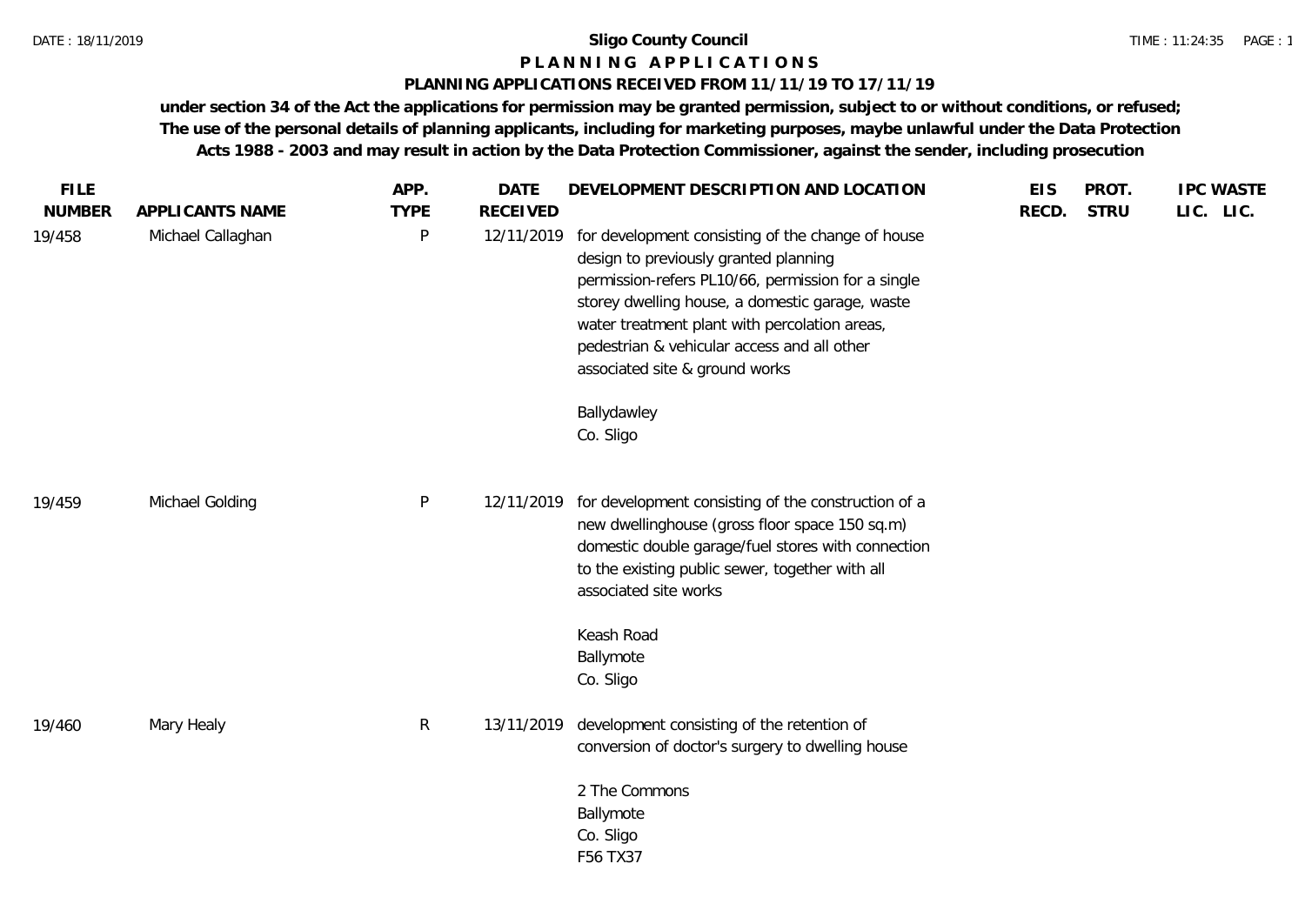# Sligo County Council

## P L A N N I N G   A P P L I C A T I O N S

### PLANNING APPLICATIONS RECEIVED FROM 11/11/19 TO 17/11/19

**under section 34 of the Act the applications for permission may be granted permission, subject to or without conditions, or refused; The use of the personal details of planning applicants, including for marketing purposes, maybe unlawful under the Data Protection Acts 1988 - 2003 and may result in action by the Data Protection Commissioner, against the sender, including prosecution**

| FILE NUMBER | APPLICANTS NAME | APP. TYPE | DATE RECEIVED | DEVELOPMENT DESCRIPTION AND LOCATION | EIS RECD. | PROT. STRU | IPC LIC. | WASTE LIC. |
|---|---|---|---|---|---|---|---|---|
| 19/458 | Michael Callaghan | P | 12/11/2019 | for development consisting of the change of house design to previously granted planning permission-refers PL10/66, permission for a single storey dwelling house, a domestic garage, waste water treatment plant with percolation areas, pedestrian & vehicular access and all other associated site & ground works<br><br>Ballydawley<br>Co. Sligo | | | | |
| 19/459 | Michael Golding | P | 12/11/2019 | for development consisting of the construction of a new dwellinghouse (gross floor space 150 sq.m) domestic double garage/fuel stores with connection to the existing public sewer, together with all associated site works<br><br>Keash Road<br>Ballymote<br>Co. Sligo | | | | |
| 19/460 | Mary Healy | R | 13/11/2019 | development consisting of the retention of conversion of doctor's surgery to dwelling house<br><br>2 The Commons<br>Ballymote<br>Co. Sligo<br>F56 TX37 | | | | |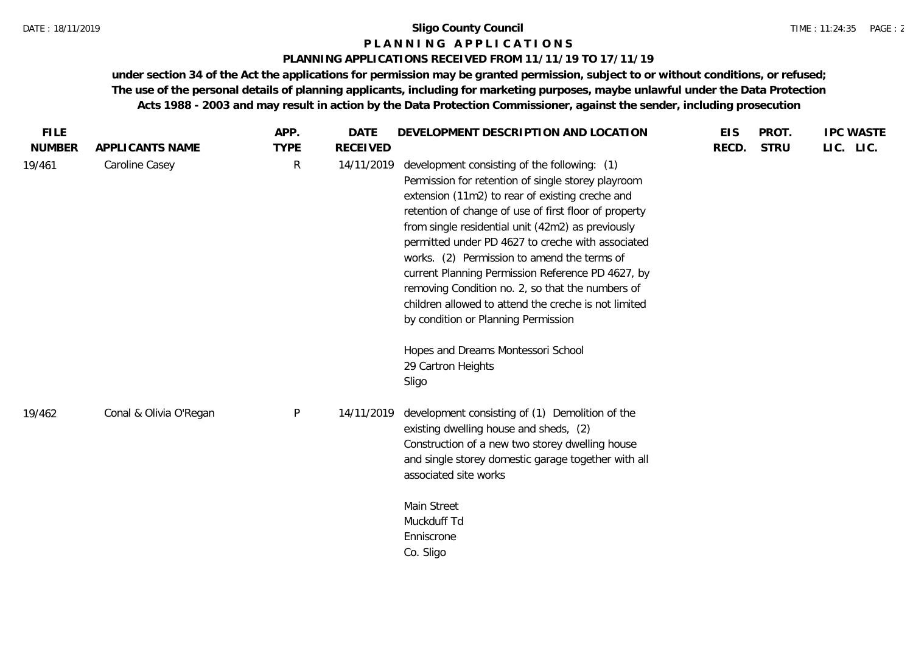**Sligo County Council**

**P L A N N I N G   A P P L I C A T I O N S**

**PLANNING APPLICATIONS RECEIVED FROM 11/11/19 TO 17/11/19**

**under section 34 of the Act the applications for permission may be granted permission, subject to or without conditions, or refused; The use of the personal details of planning applicants, including for marketing purposes, maybe unlawful under the Data Protection Acts 1988 - 2003 and may result in action by the Data Protection Commissioner, against the sender, including prosecution**

| FILE NUMBER | APPLICANTS NAME | APP. TYPE | DATE RECEIVED | DEVELOPMENT DESCRIPTION AND LOCATION | EIS RECD. | PROT. STRU | IPC LIC. | WASTE LIC. |
|---|---|---|---|---|---|---|---|---|
| 19/461 | Caroline Casey | R | 14/11/2019 | development consisting of the following: (1) Permission for retention of single storey playroom extension (11m2) to rear of existing creche and retention of change of use of first floor of property from single residential unit (42m2) as previously permitted under PD 4627 to creche with associated works. (2) Permission to amend the terms of current Planning Permission Reference PD 4627, by removing Condition no. 2, so that the numbers of children allowed to attend the creche is not limited by condition or Planning Permission<br><br>Hopes and Dreams Montessori School<br>29 Cartron Heights<br>Sligo | | | | |
| 19/462 | Conal & Olivia O'Regan | P | 14/11/2019 | development consisting of (1) Demolition of the existing dwelling house and sheds, (2) Construction of a new two storey dwelling house and single storey domestic garage together with all associated site works<br><br>Main Street<br>Muckduff Td<br>Enniscrone<br>Co. Sligo | | | | |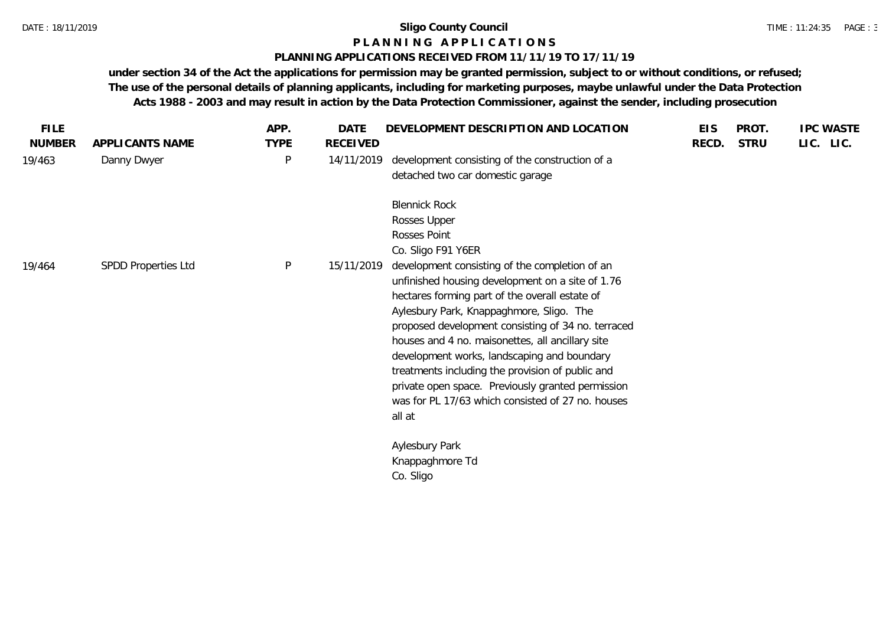**Sligo County Council**

**P L A N N I N G   A P P L I C A T I O N S**

**PLANNING APPLICATIONS RECEIVED FROM 11/11/19 TO 17/11/19**

**under section 34 of the Act the applications for permission may be granted permission, subject to or without conditions, or refused; The use of the personal details of planning applicants, including for marketing purposes, maybe unlawful under the Data Protection Acts 1988 - 2003 and may result in action by the Data Protection Commissioner, against the sender, including prosecution**

| FILE NUMBER | APPLICANTS NAME | APP. TYPE | DATE RECEIVED | DEVELOPMENT DESCRIPTION AND LOCATION | EIS RECD. | PROT. STRU | IPC LIC. | WASTE LIC. |
|---|---|---|---|---|---|---|---|---|
| 19/463 | Danny Dwyer | P | 14/11/2019 | development consisting of the construction of a detached two car domestic garage<br><br>Blennick Rock<br>Rosses Upper<br>Rosses Point<br>Co. Sligo F91 Y6ER | | | | |
| 19/464 | SPDD Properties Ltd | P | 15/11/2019 | development consisting of the completion of an unfinished housing development on a site of 1.76 hectares forming part of the overall estate of Aylesbury Park, Knappaghmore, Sligo. The proposed development consisting of 34 no. terraced houses and 4 no. maisonettes, all ancillary site development works, landscaping and boundary treatments including the provision of public and private open space. Previously granted permission was for PL 17/63 which consisted of 27 no. houses all at<br><br>Aylesbury Park<br>Knappaghmore Td<br>Co. Sligo | | | | |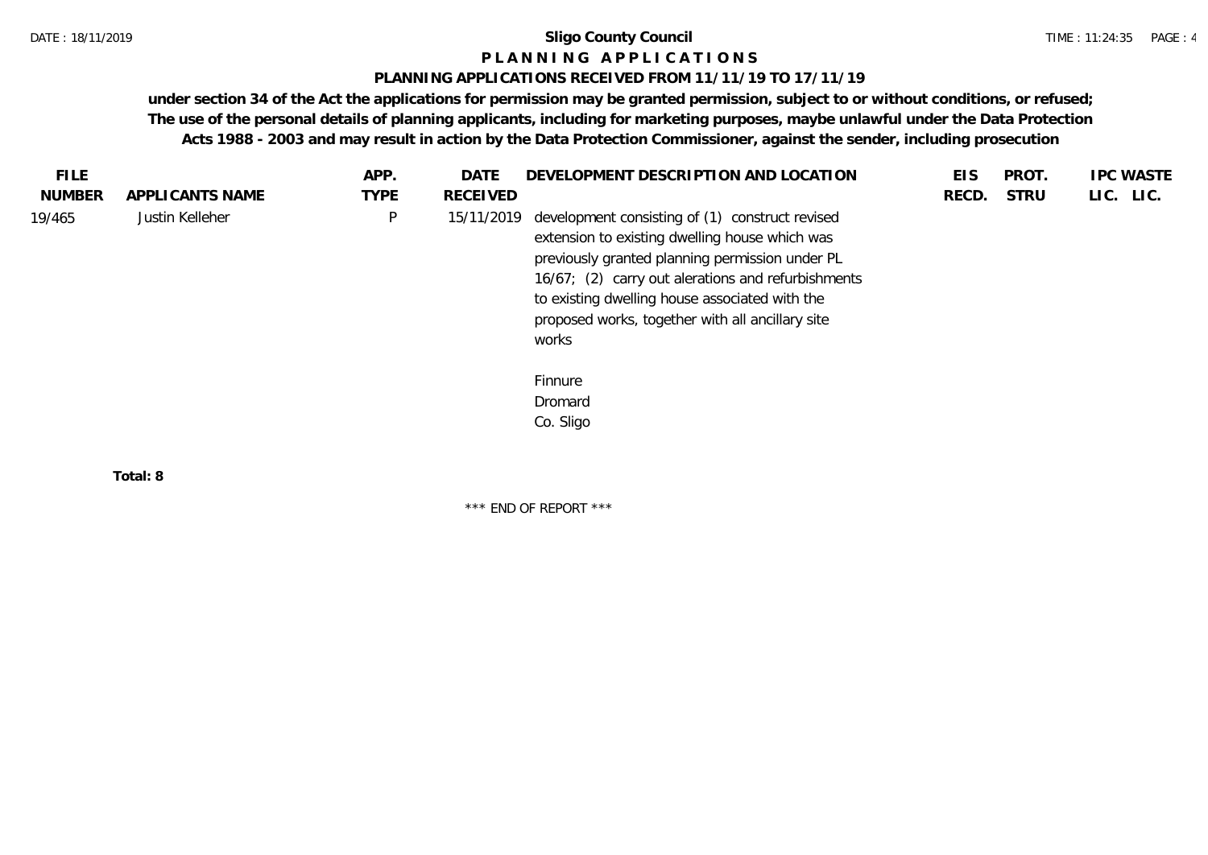**Sligo County Council**

**P L A N N I N G   A P P L I C A T I O N S**

**PLANNING APPLICATIONS RECEIVED FROM 11/11/19 TO 17/11/19**

**under section 34 of the Act the applications for permission may be granted permission, subject to or without conditions, or refused; The use of the personal details of planning applicants, including for marketing purposes, maybe unlawful under the Data Protection Acts 1988 - 2003 and may result in action by the Data Protection Commissioner, against the sender, including prosecution**

| FILE NUMBER | APPLICANTS NAME | APP. TYPE | DATE RECEIVED | DEVELOPMENT DESCRIPTION AND LOCATION | EIS RECD. | PROT. STRU | IPC LIC. | WASTE LIC. |
|---|---|---|---|---|---|---|---|---|
| 19/465 | Justin Kelleher | P | 15/11/2019 | development consisting of (1) construct revised extension to existing dwelling house which was previously granted planning permission under PL 16/67; (2) carry out alerations and refurbishments to existing dwelling house associated with the proposed works, together with all ancillary site works<br><br>Finnure<br>Dromard<br>Co. Sligo | | | | |

**Total: 8**

\*\*\* END OF REPORT \*\*\*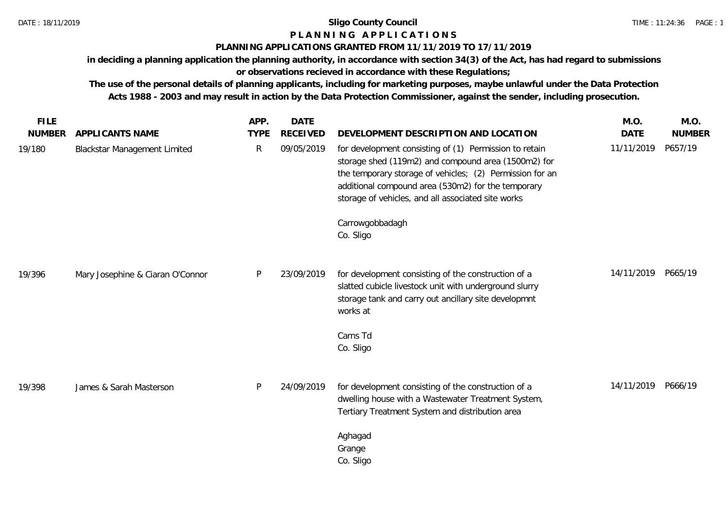**Sligo County Council**

**P L A N N I N G   A P P L I C A T I O N S**

**PLANNING APPLICATIONS GRANTED FROM 11/11/2019 TO 17/11/2019**

**in deciding a planning application the planning authority, in accordance with section 34(3) of the Act, has had regard to submissions or observations recieved in accordance with these Regulations;**

**The use of the personal details of planning applicants, including for marketing purposes, maybe unlawful under the Data Protection Acts 1988 - 2003 and may result in action by the Data Protection Commissioner, against the sender, including prosecution.**

| FILE NUMBER | APPLICANTS NAME | APP. TYPE | DATE RECEIVED | DEVELOPMENT DESCRIPTION AND LOCATION | M.O. DATE | M.O. NUMBER |
|---|---|---|---|---|---|---|
| 19/180 | Blackstar Management Limited | R | 09/05/2019 | for development consisting of (1) Permission to retain storage shed (119m2) and compound area (1500m2) for the temporary storage of vehicles; (2) Permission for an additional compound area (530m2) for the temporary storage of vehicles, and all associated site works<br><br>Carrowgobbadagh<br>Co. Sligo | 11/11/2019 | P657/19 |
| 19/396 | Mary Josephine & Ciaran O'Connor | P | 23/09/2019 | for development consisting of the construction of a slatted cubicle livestock unit with underground slurry storage tank and carry out ancillary site developmnt works at<br><br>Carns Td<br>Co. Sligo | 14/11/2019 | P665/19 |
| 19/398 | James & Sarah Masterson | P | 24/09/2019 | for development consisting of the construction of a dwelling house with a Wastewater Treatment System, Tertiary Treatment System and distribution area<br><br>Aghagad<br>Grange<br>Co. Sligo | 14/11/2019 | P666/19 |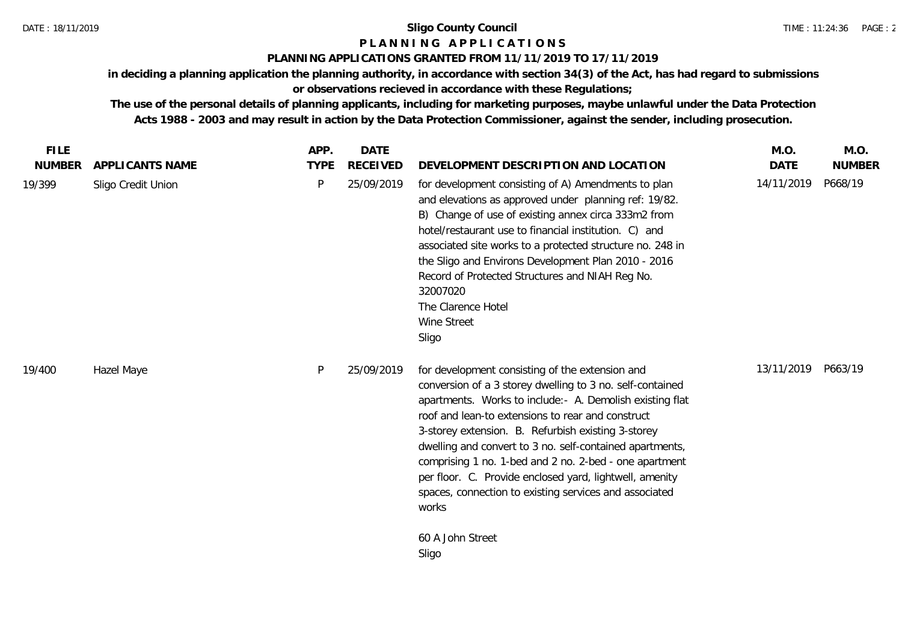**Sligo County Council**

**P L A N N I N G   A P P L I C A T I O N S**

**PLANNING APPLICATIONS GRANTED FROM 11/11/2019 TO 17/11/2019**

**in deciding a planning application the planning authority, in accordance with section 34(3) of the Act, has had regard to submissions or observations recieved in accordance with these Regulations;**

**The use of the personal details of planning applicants, including for marketing purposes, maybe unlawful under the Data Protection Acts 1988 - 2003 and may result in action by the Data Protection Commissioner, against the sender, including prosecution.**

| FILE NUMBER | APPLICANTS NAME | APP. TYPE | DATE RECEIVED | DEVELOPMENT DESCRIPTION AND LOCATION | M.O. DATE | M.O. NUMBER |
|---|---|---|---|---|---|---|
| 19/399 | Sligo Credit Union | P | 25/09/2019 | for development consisting of A) Amendments to plan and elevations as approved under planning ref: 19/82. B) Change of use of existing annex circa 333m2 from hotel/restaurant use to financial institution. C) and associated site works to a protected structure no. 248 in the Sligo and Environs Development Plan 2010 - 2016 Record of Protected Structures and NIAH Reg No. 32007020<br>The Clarence Hotel<br>Wine Street<br>Sligo | 14/11/2019 | P668/19 |
| 19/400 | Hazel Maye | P | 25/09/2019 | for development consisting of the extension and conversion of a 3 storey dwelling to 3 no. self-contained apartments. Works to include:- A. Demolish existing flat roof and lean-to extensions to rear and construct 3-storey extension. B. Refurbish existing 3-storey dwelling and convert to 3 no. self-contained apartments, comprising 1 no. 1-bed and 2 no. 2-bed - one apartment per floor. C. Provide enclosed yard, lightwell, amenity spaces, connection to existing services and associated works<br><br>60 A John Street<br>Sligo | 13/11/2019 | P663/19 |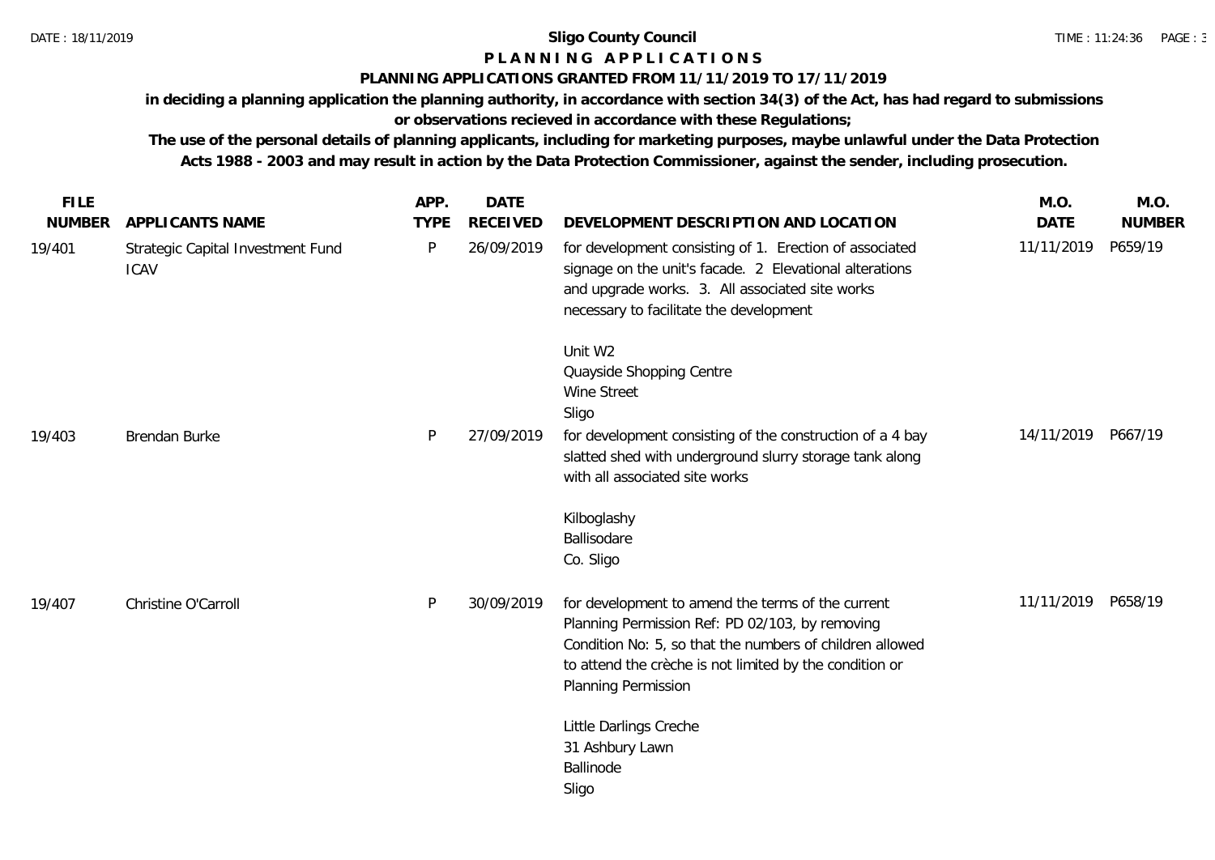**Sligo County Council**

**P L A N N I N G   A P P L I C A T I O N S**

**PLANNING APPLICATIONS GRANTED FROM 11/11/2019 TO 17/11/2019**

**in deciding a planning application the planning authority, in accordance with section 34(3) of the Act, has had regard to submissions or observations recieved in accordance with these Regulations;**

**The use of the personal details of planning applicants, including for marketing purposes, maybe unlawful under the Data Protection Acts 1988 - 2003 and may result in action by the Data Protection Commissioner, against the sender, including prosecution.**

| FILE NUMBER | APPLICANTS NAME | APP. TYPE | DATE RECEIVED | DEVELOPMENT DESCRIPTION AND LOCATION | M.O. DATE | M.O. NUMBER |
|---|---|---|---|---|---|---|
| 19/401 | Strategic Capital Investment Fund ICAV | P | 26/09/2019 | for development consisting of 1. Erection of associated signage on the unit's facade. 2 Elevational alterations and upgrade works. 3. All associated site works necessary to facilitate the development<br><br>Unit W2<br>Quayside Shopping Centre<br>Wine Street<br>Sligo | 11/11/2019 | P659/19 |
| 19/403 | Brendan Burke | P | 27/09/2019 | for development consisting of the construction of a 4 bay slatted shed with underground slurry storage tank along with all associated site works<br><br>Kilboglashy<br>Ballisodare<br>Co. Sligo | 14/11/2019 | P667/19 |
| 19/407 | Christine O'Carroll | P | 30/09/2019 | for development to amend the terms of the current Planning Permission Ref: PD 02/103, by removing Condition No: 5, so that the numbers of children allowed to attend the crèche is not limited by the condition or Planning Permission<br><br>Little Darlings Creche<br>31 Ashbury Lawn<br>Ballinode<br>Sligo | 11/11/2019 | P658/19 |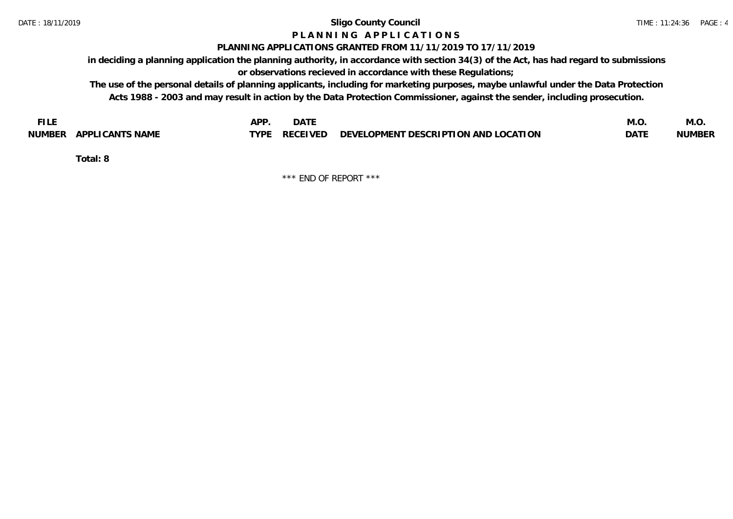**Sligo County Council**

**P L A N N I N G   A P P L I C A T I O N S**

**PLANNING APPLICATIONS GRANTED FROM 11/11/2019 TO 17/11/2019**

**in deciding a planning application the planning authority, in accordance with section 34(3) of the Act, has had regard to submissions or observations recieved in accordance with these Regulations;**

**The use of the personal details of planning applicants, including for marketing purposes, maybe unlawful under the Data Protection Acts 1988 - 2003 and may result in action by the Data Protection Commissioner, against the sender, including prosecution.**

| FILE NUMBER | APPLICANTS NAME | APP. TYPE | DATE RECEIVED | DEVELOPMENT DESCRIPTION AND LOCATION | M.O. DATE | M.O. NUMBER |
|---|---|---|---|---|---|---|

**Total: 8**

\*\*\* END OF REPORT \*\*\*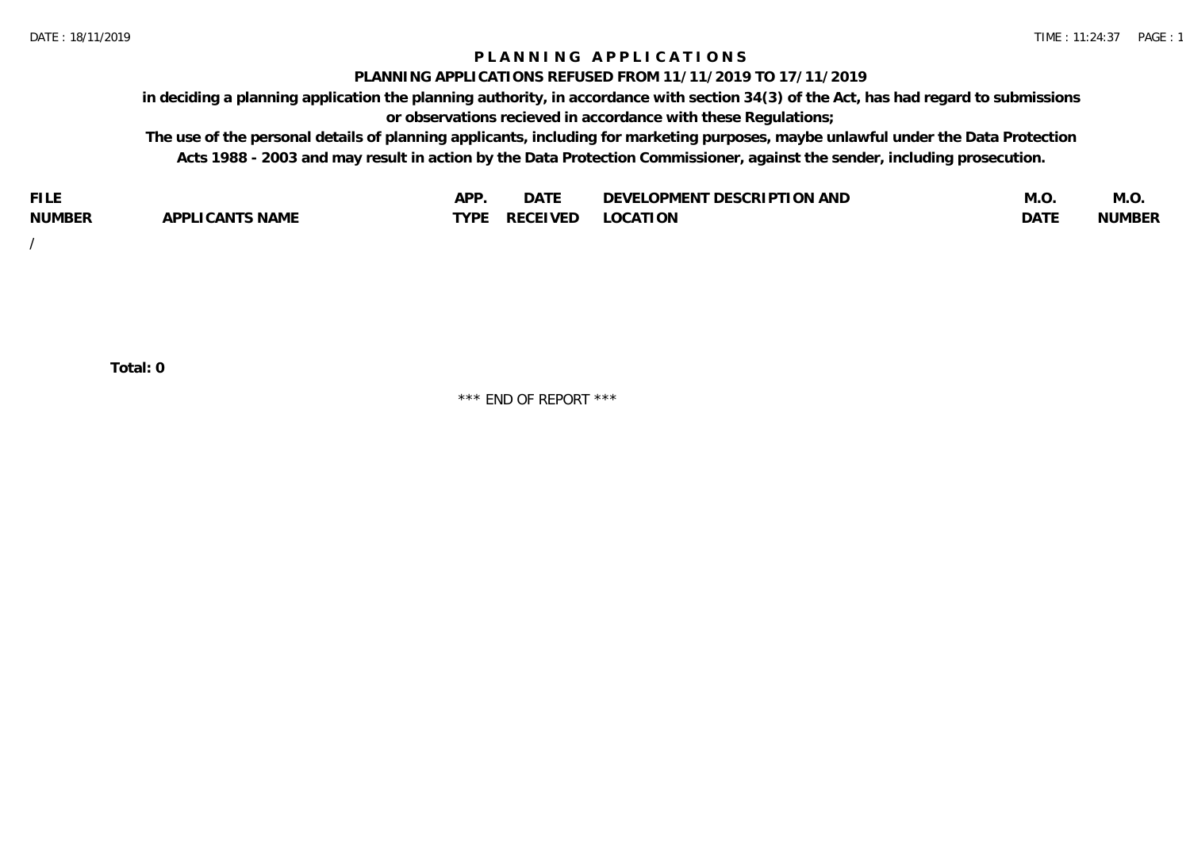# PLANNING APPLICATIONS

## PLANNING APPLICATIONS REFUSED FROM 11/11/2019 TO 17/11/2019

**in deciding a planning application the planning authority, in accordance with section 34(3) of the Act, has had regard to submissions or observations recieved in accordance with these Regulations;**

**The use of the personal details of planning applicants, including for marketing purposes, maybe unlawful under the Data Protection Acts 1988 - 2003 and may result in action by the Data Protection Commissioner, against the sender, including prosecution.**

| FILE NUMBER | APPLICANTS NAME | APP. TYPE | DATE RECEIVED | DEVELOPMENT DESCRIPTION AND LOCATION | M.O. DATE | M.O. NUMBER |
|---|---|---|---|---|---|---|
| / | | | | | | |

**Total: 0**

\*\*\* END OF REPORT \*\*\*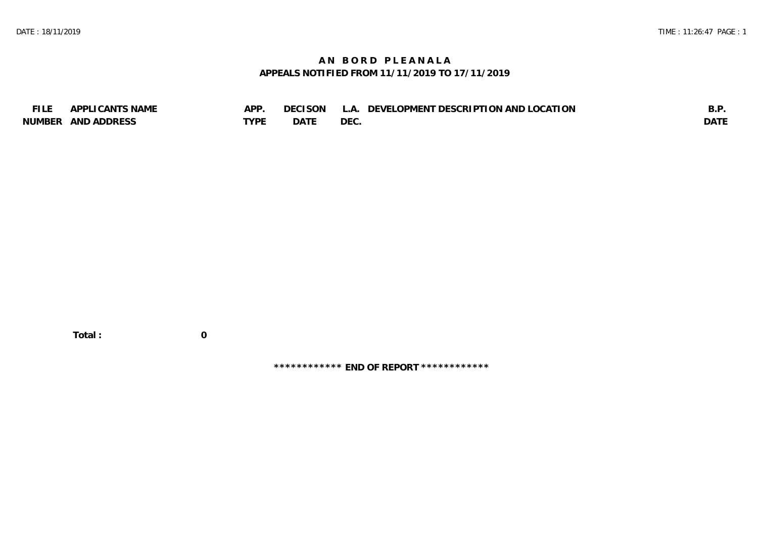# AN BORD PLEANALA

## APPEALS NOTIFIED FROM 11/11/2019 TO 17/11/2019

| FILE NUMBER | APPLICANTS NAME AND ADDRESS | APP. TYPE | DECISON DATE | L.A. DEC. | DEVELOPMENT DESCRIPTION AND LOCATION | B.P. DATE |
|---|---|---|---|---|---|---|

**Total : 0**

************ **END OF REPORT** ************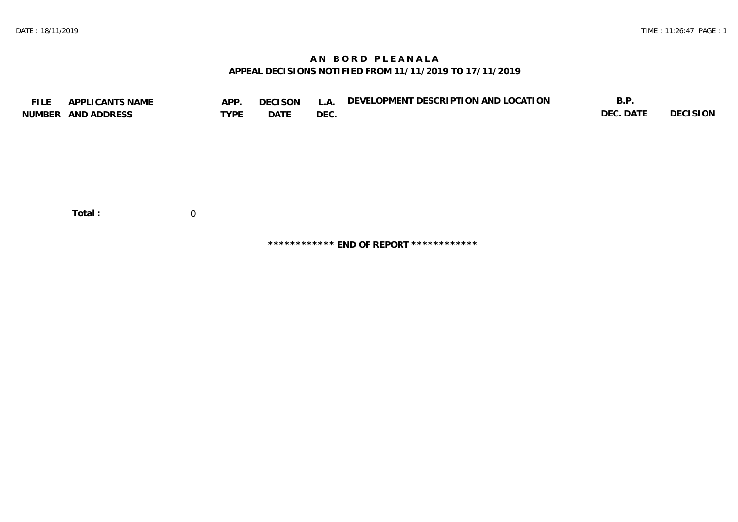# AN BORD PLEANALA

## APPEAL DECISIONS NOTIFIED FROM 11/11/2019 TO 17/11/2019

| FILE NUMBER | APPLICANTS NAME AND ADDRESS | APP. TYPE | DECISON DATE | L.A. DEC. | DEVELOPMENT DESCRIPTION AND LOCATION | B.P. DEC. DATE | DECISION |
|---|---|---|---|---|---|---|---|

**Total :** 0

************ **END OF REPORT** ************